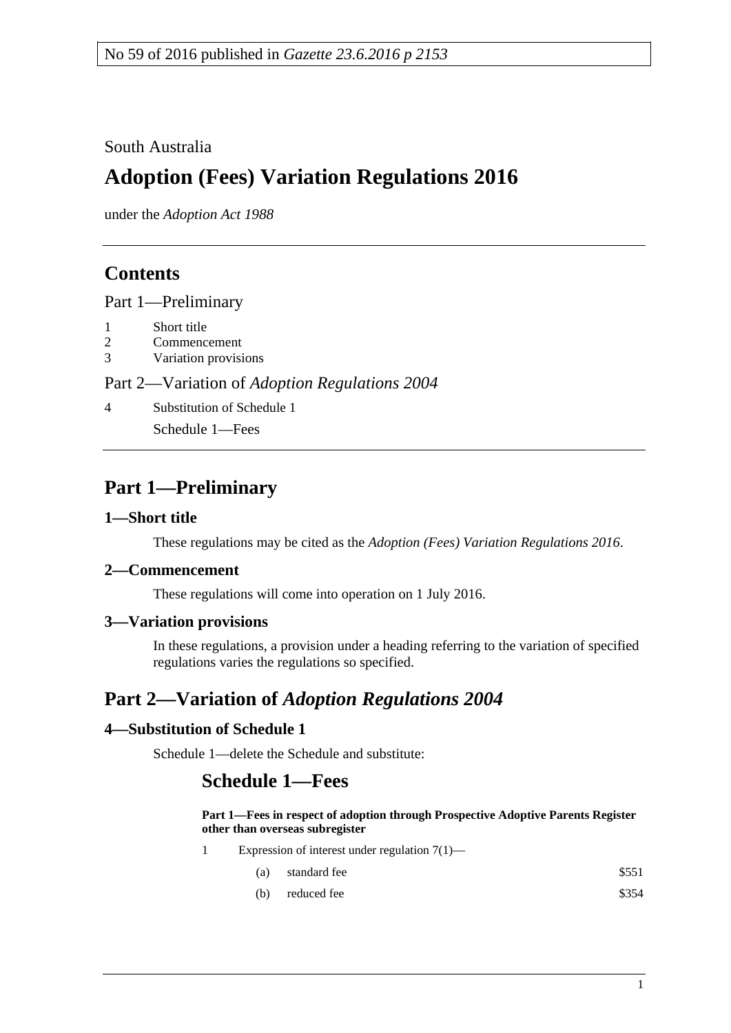No 59 of 2016 published in *Gazette 23.6.2016 p 2153*

South Australia

# Adoption (Fees) Variation Regulations 2016

under the *Adoption Act 1988*

## Contents

Part 1—Preliminary

1 Short title
2 Commencement
3 Variation provisions

Part 2—Variation of *Adoption Regulations 2004*

4 Substitution of Schedule 1

Schedule 1—Fees

## Part 1—Preliminary

### 1—Short title

These regulations may be cited as the *Adoption (Fees) Variation Regulations 2016*.

### 2—Commencement

These regulations will come into operation on 1 July 2016.

### 3—Variation provisions

In these regulations, a provision under a heading referring to the variation of specified regulations varies the regulations so specified.

## Part 2—Variation of *Adoption Regulations 2004*

### 4—Substitution of Schedule 1

Schedule 1—delete the Schedule and substitute:

## Schedule 1—Fees

**Part 1—Fees in respect of adoption through Prospective Adoptive Parents Register other than overseas subregister**

1 Expression of interest under regulation 7(1)—

| | | |
|---|---|---|
| (a) | standard fee | $551 |
| (b) | reduced fee | $354 |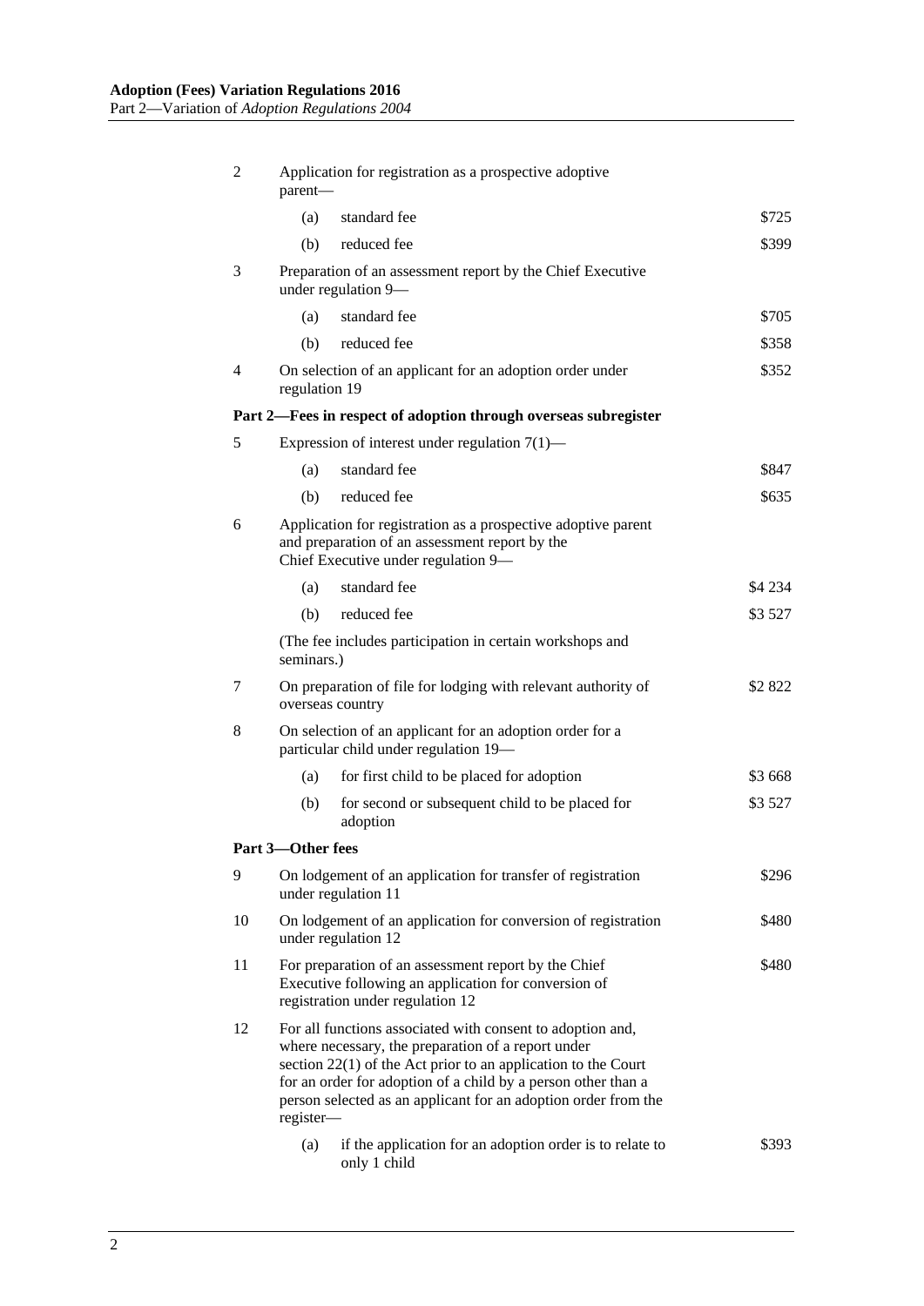| | | | |
|---|---|---|---|
| 2 | Application for registration as a prospective adoptive parent— | | |
| | (a) | standard fee | $725 |
| | (b) | reduced fee | $399 |
| 3 | Preparation of an assessment report by the Chief Executive under regulation 9— | | |
| | (a) | standard fee | $705 |
| | (b) | reduced fee | $358 |
| 4 | On selection of an applicant for an adoption order under regulation 19 | | $352 |
| **Part 2—Fees in respect of adoption through overseas subregister** | | | |
| 5 | Expression of interest under regulation 7(1)— | | |
| | (a) | standard fee | $847 |
| | (b) | reduced fee | $635 |
| 6 | Application for registration as a prospective adoptive parent and preparation of an assessment report by the Chief Executive under regulation 9— | | |
| | (a) | standard fee | $4 234 |
| | (b) | reduced fee | $3 527 |
| | (The fee includes participation in certain workshops and seminars.) | | |
| 7 | On preparation of file for lodging with relevant authority of overseas country | | $2 822 |
| 8 | On selection of an applicant for an adoption order for a particular child under regulation 19— | | |
| | (a) | for first child to be placed for adoption | $3 668 |
| | (b) | for second or subsequent child to be placed for adoption | $3 527 |
| **Part 3—Other fees** | | | |
| 9 | On lodgement of an application for transfer of registration under regulation 11 | | $296 |
| 10 | On lodgement of an application for conversion of registration under regulation 12 | | $480 |
| 11 | For preparation of an assessment report by the Chief Executive following an application for conversion of registration under regulation 12 | | $480 |
| 12 | For all functions associated with consent to adoption and, where necessary, the preparation of a report under section 22(1) of the Act prior to an application to the Court for an order for adoption of a child by a person other than a person selected as an applicant for an adoption order from the register— | | |
| | (a) | if the application for an adoption order is to relate to only 1 child | $393 |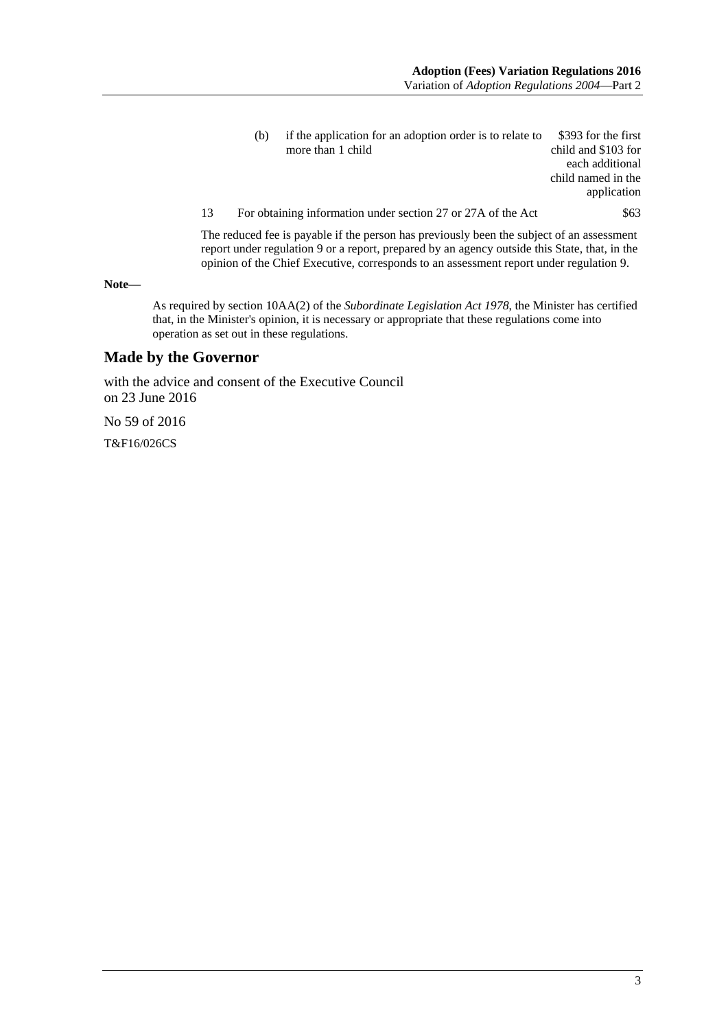| | | |
|---|---|---|
| (b) | if the application for an adoption order is to relate to more than 1 child | $393 for the first child and $103 for each additional child named in the application |
| 13 | For obtaining information under section 27 or 27A of the Act | $63 |

The reduced fee is payable if the person has previously been the subject of an assessment report under regulation 9 or a report, prepared by an agency outside this State, that, in the opinion of the Chief Executive, corresponds to an assessment report under regulation 9.

**Note—**

As required by section 10AA(2) of the *Subordinate Legislation Act 1978*, the Minister has certified that, in the Minister's opinion, it is necessary or appropriate that these regulations come into operation as set out in these regulations.

## Made by the Governor

with the advice and consent of the Executive Council on 23 June 2016

No 59 of 2016

T&F16/026CS